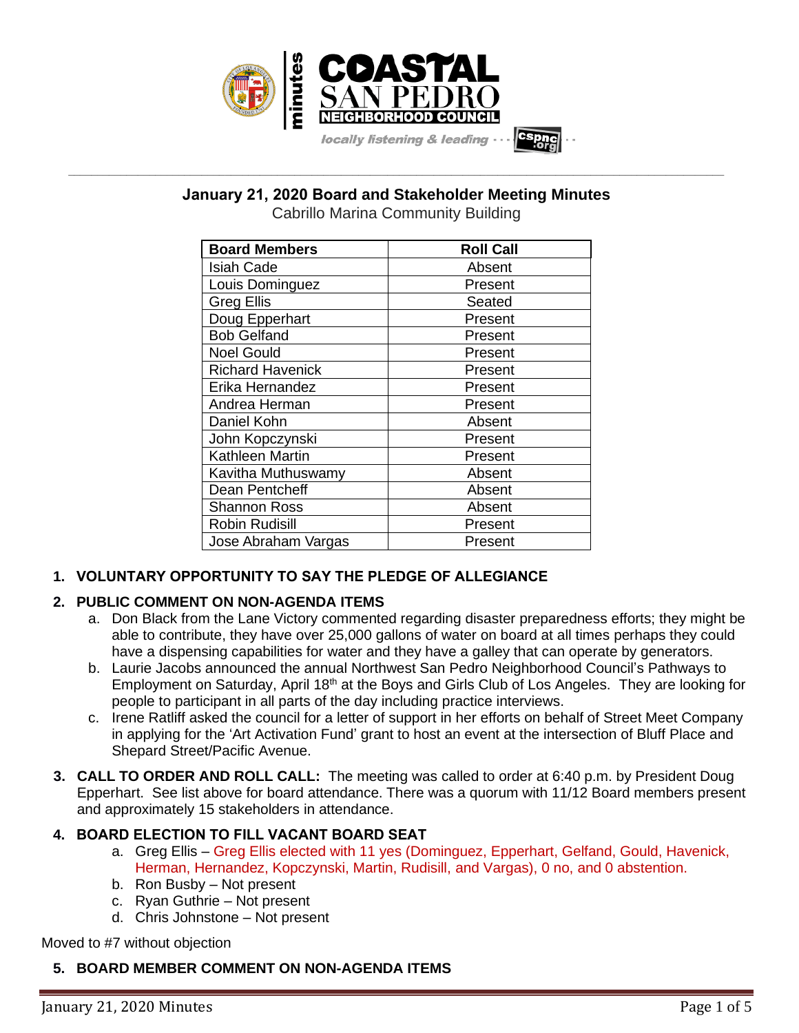## January 21, 2020 Board and Stakeholder Meeting Minutes

Cabrillo Marina Community Building

| Board Members | Roll Call |
|---|---|
| Isiah Cade | Absent |
| Louis Dominguez | Present |
| Greg Ellis | Seated |
| Doug Epperhart | Present |
| Bob Gelfand | Present |
| Noel Gould | Present |
| Richard Havenick | Present |
| Erika Hernandez | Present |
| Andrea Herman | Present |
| Daniel Kohn | Absent |
| John Kopczynski | Present |
| Kathleen Martin | Present |
| Kavitha Muthuswamy | Absent |
| Dean Pentcheff | Absent |
| Shannon Ross | Absent |
| Robin Rudisill | Present |
| Jose Abraham Vargas | Present |

1. **VOLUNTARY OPPORTUNITY TO SAY THE PLEDGE OF ALLEGIANCE**

2. **PUBLIC COMMENT ON NON-AGENDA ITEMS**
   a. Don Black from the Lane Victory commented regarding disaster preparedness efforts; they might be able to contribute, they have over 25,000 gallons of water on board at all times perhaps they could have a dispensing capabilities for water and they have a galley that can operate by generators.
   b. Laurie Jacobs announced the annual Northwest San Pedro Neighborhood Council's Pathways to Employment on Saturday, April 18th at the Boys and Girls Club of Los Angeles. They are looking for people to participant in all parts of the day including practice interviews.
   c. Irene Ratliff asked the council for a letter of support in her efforts on behalf of Street Meet Company in applying for the 'Art Activation Fund' grant to host an event at the intersection of Bluff Place and Shepard Street/Pacific Avenue.

3. **CALL TO ORDER AND ROLL CALL:** The meeting was called to order at 6:40 p.m. by President Doug Epperhart. See list above for board attendance. There was a quorum with 11/12 Board members present and approximately 15 stakeholders in attendance.

4. **BOARD ELECTION TO FILL VACANT BOARD SEAT**
   a. Greg Ellis – Greg Ellis elected with 11 yes (Dominguez, Epperhart, Gelfand, Gould, Havenick, Herman, Hernandez, Kopczynski, Martin, Rudisill, and Vargas), 0 no, and 0 abstention.
   b. Ron Busby – Not present
   c. Ryan Guthrie – Not present
   d. Chris Johnstone – Not present

Moved to #7 without objection

5. **BOARD MEMBER COMMENT ON NON-AGENDA ITEMS**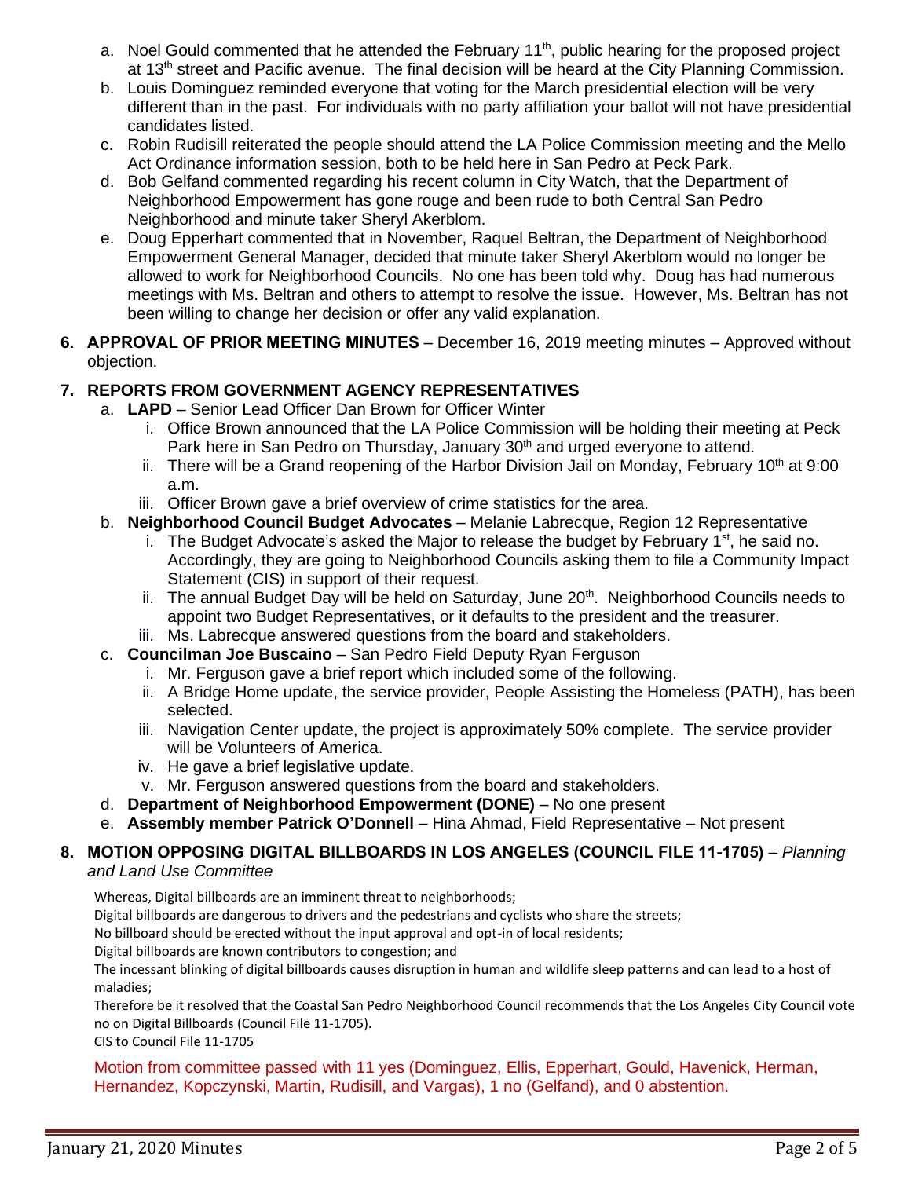a. Noel Gould commented that he attended the February 11th, public hearing for the proposed project at 13th street and Pacific avenue. The final decision will be heard at the City Planning Commission.
b. Louis Dominguez reminded everyone that voting for the March presidential election will be very different than in the past. For individuals with no party affiliation your ballot will not have presidential candidates listed.
c. Robin Rudisill reiterated the people should attend the LA Police Commission meeting and the Mello Act Ordinance information session, both to be held here in San Pedro at Peck Park.
d. Bob Gelfand commented regarding his recent column in City Watch, that the Department of Neighborhood Empowerment has gone rouge and been rude to both Central San Pedro Neighborhood and minute taker Sheryl Akerblom.
e. Doug Epperhart commented that in November, Raquel Beltran, the Department of Neighborhood Empowerment General Manager, decided that minute taker Sheryl Akerblom would no longer be allowed to work for Neighborhood Councils. No one has been told why. Doug has had numerous meetings with Ms. Beltran and others to attempt to resolve the issue. However, Ms. Beltran has not been willing to change her decision or offer any valid explanation.

**6. APPROVAL OF PRIOR MEETING MINUTES** – December 16, 2019 meeting minutes – Approved without objection.

**7. REPORTS FROM GOVERNMENT AGENCY REPRESENTATIVES**

a. **LAPD** – Senior Lead Officer Dan Brown for Officer Winter
   i. Office Brown announced that the LA Police Commission will be holding their meeting at Peck Park here in San Pedro on Thursday, January 30th and urged everyone to attend.
   ii. There will be a Grand reopening of the Harbor Division Jail on Monday, February 10th at 9:00 a.m.
   iii. Officer Brown gave a brief overview of crime statistics for the area.

b. **Neighborhood Council Budget Advocates** – Melanie Labrecque, Region 12 Representative
   i. The Budget Advocate's asked the Major to release the budget by February 1st, he said no. Accordingly, they are going to Neighborhood Councils asking them to file a Community Impact Statement (CIS) in support of their request.
   ii. The annual Budget Day will be held on Saturday, June 20th. Neighborhood Councils needs to appoint two Budget Representatives, or it defaults to the president and the treasurer.
   iii. Ms. Labrecque answered questions from the board and stakeholders.

c. **Councilman Joe Buscaino** – San Pedro Field Deputy Ryan Ferguson
   i. Mr. Ferguson gave a brief report which included some of the following.
   ii. A Bridge Home update, the service provider, People Assisting the Homeless (PATH), has been selected.
   iii. Navigation Center update, the project is approximately 50% complete. The service provider will be Volunteers of America.
   iv. He gave a brief legislative update.
   v. Mr. Ferguson answered questions from the board and stakeholders.

d. **Department of Neighborhood Empowerment (DONE)** – No one present

e. **Assembly member Patrick O'Donnell** – Hina Ahmad, Field Representative – Not present

**8. MOTION OPPOSING DIGITAL BILLBOARDS IN LOS ANGELES (COUNCIL FILE 11-1705)** – *Planning and Land Use Committee*

Whereas, Digital billboards are an imminent threat to neighborhoods;
Digital billboards are dangerous to drivers and the pedestrians and cyclists who share the streets;
No billboard should be erected without the input approval and opt-in of local residents;
Digital billboards are known contributors to congestion; and
The incessant blinking of digital billboards causes disruption in human and wildlife sleep patterns and can lead to a host of maladies;
Therefore be it resolved that the Coastal San Pedro Neighborhood Council recommends that the Los Angeles City Council vote no on Digital Billboards (Council File 11-1705).
CIS to Council File 11-1705

Motion from committee passed with 11 yes (Dominguez, Ellis, Epperhart, Gould, Havenick, Herman, Hernandez, Kopczynski, Martin, Rudisill, and Vargas), 1 no (Gelfand), and 0 abstention.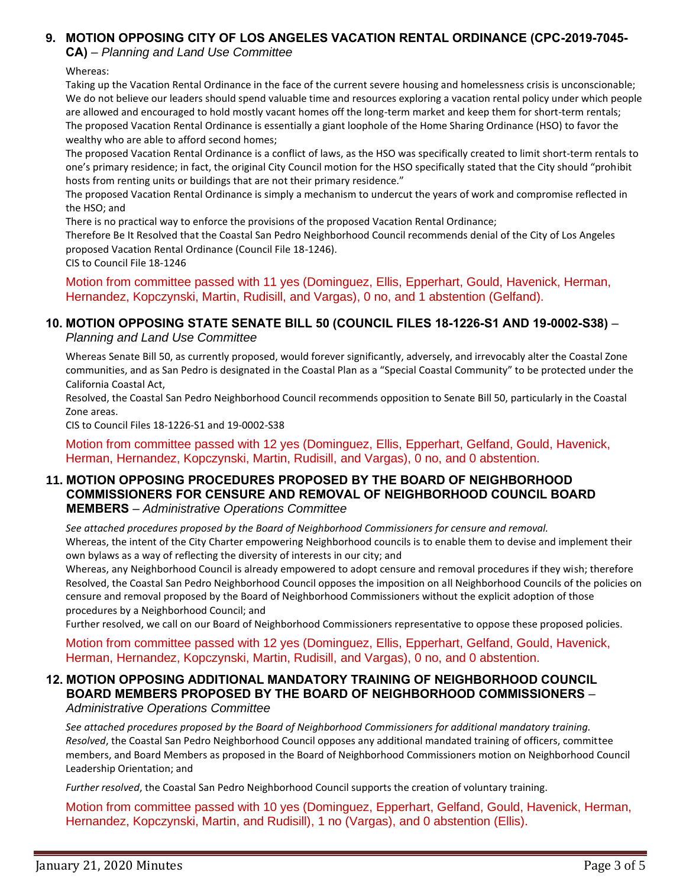## 9. MOTION OPPOSING CITY OF LOS ANGELES VACATION RENTAL ORDINANCE (CPC-2019-7045-CA) – *Planning and Land Use Committee*

Whereas:

Taking up the Vacation Rental Ordinance in the face of the current severe housing and homelessness crisis is unconscionable;
We do not believe our leaders should spend valuable time and resources exploring a vacation rental policy under which people are allowed and encouraged to hold mostly vacant homes off the long-term market and keep them for short-term rentals;
The proposed Vacation Rental Ordinance is essentially a giant loophole of the Home Sharing Ordinance (HSO) to favor the wealthy who are able to afford second homes;
The proposed Vacation Rental Ordinance is a conflict of laws, as the HSO was specifically created to limit short-term rentals to one's primary residence; in fact, the original City Council motion for the HSO specifically stated that the City should "prohibit hosts from renting units or buildings that are not their primary residence."
The proposed Vacation Rental Ordinance is simply a mechanism to undercut the years of work and compromise reflected in the HSO; and
There is no practical way to enforce the provisions of the proposed Vacation Rental Ordinance;
Therefore Be It Resolved that the Coastal San Pedro Neighborhood Council recommends denial of the City of Los Angeles proposed Vacation Rental Ordinance (Council File 18-1246).
CIS to Council File 18-1246

Motion from committee passed with 11 yes (Dominguez, Ellis, Epperhart, Gould, Havenick, Herman, Hernandez, Kopczynski, Martin, Rudisill, and Vargas), 0 no, and 1 abstention (Gelfand).

## 10. MOTION OPPOSING STATE SENATE BILL 50 (COUNCIL FILES 18-1226-S1 AND 19-0002-S38) – *Planning and Land Use Committee*

Whereas Senate Bill 50, as currently proposed, would forever significantly, adversely, and irrevocably alter the Coastal Zone communities, and as San Pedro is designated in the Coastal Plan as a "Special Coastal Community" to be protected under the California Coastal Act,
Resolved, the Coastal San Pedro Neighborhood Council recommends opposition to Senate Bill 50, particularly in the Coastal Zone areas.
CIS to Council Files 18-1226-S1 and 19-0002-S38

Motion from committee passed with 12 yes (Dominguez, Ellis, Epperhart, Gelfand, Gould, Havenick, Herman, Hernandez, Kopczynski, Martin, Rudisill, and Vargas), 0 no, and 0 abstention.

## 11. MOTION OPPOSING PROCEDURES PROPOSED BY THE BOARD OF NEIGHBORHOOD COMMISSIONERS FOR CENSURE AND REMOVAL OF NEIGHBORHOOD COUNCIL BOARD MEMBERS – *Administrative Operations Committee*

*See attached procedures proposed by the Board of Neighborhood Commissioners for censure and removal.*
Whereas, the intent of the City Charter empowering Neighborhood councils is to enable them to devise and implement their own bylaws as a way of reflecting the diversity of interests in our city; and
Whereas, any Neighborhood Council is already empowered to adopt censure and removal procedures if they wish; therefore
Resolved, the Coastal San Pedro Neighborhood Council opposes the imposition on all Neighborhood Councils of the policies on censure and removal proposed by the Board of Neighborhood Commissioners without the explicit adoption of those procedures by a Neighborhood Council; and
Further resolved, we call on our Board of Neighborhood Commissioners representative to oppose these proposed policies.

Motion from committee passed with 12 yes (Dominguez, Ellis, Epperhart, Gelfand, Gould, Havenick, Herman, Hernandez, Kopczynski, Martin, Rudisill, and Vargas), 0 no, and 0 abstention.

## 12. MOTION OPPOSING ADDITIONAL MANDATORY TRAINING OF NEIGHBORHOOD COUNCIL BOARD MEMBERS PROPOSED BY THE BOARD OF NEIGHBORHOOD COMMISSIONERS – *Administrative Operations Committee*

*See attached procedures proposed by the Board of Neighborhood Commissioners for additional mandatory training.*
*Resolved*, the Coastal San Pedro Neighborhood Council opposes any additional mandated training of officers, committee members, and Board Members as proposed in the Board of Neighborhood Commissioners motion on Neighborhood Council Leadership Orientation; and

*Further resolved*, the Coastal San Pedro Neighborhood Council supports the creation of voluntary training.

Motion from committee passed with 10 yes (Dominguez, Epperhart, Gelfand, Gould, Havenick, Herman, Hernandez, Kopczynski, Martin, and Rudisill), 1 no (Vargas), and 0 abstention (Ellis).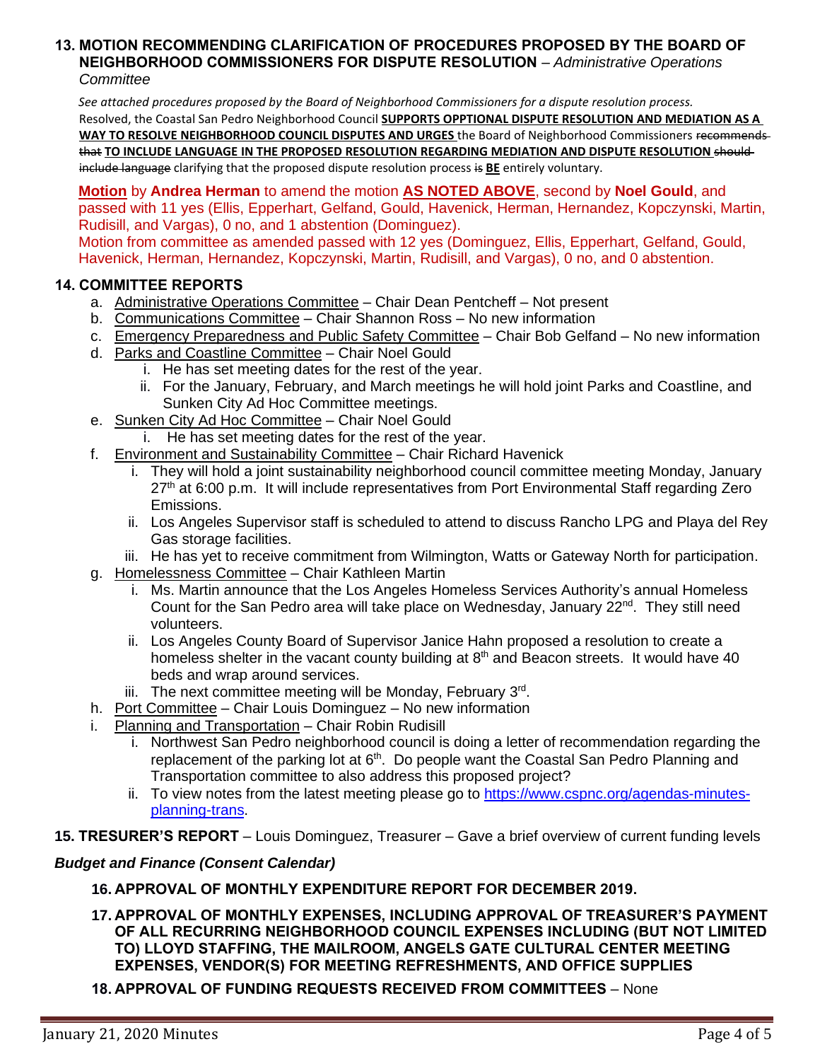**13. MOTION RECOMMENDING CLARIFICATION OF PROCEDURES PROPOSED BY THE BOARD OF NEIGHBORHOOD COMMISSIONERS FOR DISPUTE RESOLUTION** – *Administrative Operations Committee*

*See attached procedures proposed by the Board of Neighborhood Commissioners for a dispute resolution process.*
Resolved, the Coastal San Pedro Neighborhood Council **SUPPORTS OPPTIONAL DISPUTE RESOLUTION AND MEDIATION AS A WAY TO RESOLVE NEIGHBORHOOD COUNCIL DISPUTES AND URGES** the Board of Neighborhood Commissioners ~~recommends that~~ **TO INCLUDE LANGUAGE IN THE PROPOSED RESOLUTION REGARDING MEDIATION AND DISPUTE RESOLUTION** ~~should include language~~ clarifying that the proposed dispute resolution process ~~is~~ **BE** entirely voluntary.

**Motion** by **Andrea Herman** to amend the motion **AS NOTED ABOVE**, second by **Noel Gould**, and passed with 11 yes (Ellis, Epperhart, Gelfand, Gould, Havenick, Herman, Hernandez, Kopczynski, Martin, Rudisill, and Vargas), 0 no, and 1 abstention (Dominguez).
Motion from committee as amended passed with 12 yes (Dominguez, Ellis, Epperhart, Gelfand, Gould, Havenick, Herman, Hernandez, Kopczynski, Martin, Rudisill, and Vargas), 0 no, and 0 abstention.

**14. COMMITTEE REPORTS**

a. Administrative Operations Committee – Chair Dean Pentcheff – Not present
b. Communications Committee – Chair Shannon Ross – No new information
c. Emergency Preparedness and Public Safety Committee – Chair Bob Gelfand – No new information
d. Parks and Coastline Committee – Chair Noel Gould
   i. He has set meeting dates for the rest of the year.
   ii. For the January, February, and March meetings he will hold joint Parks and Coastline, and Sunken City Ad Hoc Committee meetings.
e. Sunken City Ad Hoc Committee – Chair Noel Gould
   i. He has set meeting dates for the rest of the year.
f. Environment and Sustainability Committee – Chair Richard Havenick
   i. They will hold a joint sustainability neighborhood council committee meeting Monday, January 27th at 6:00 p.m. It will include representatives from Port Environmental Staff regarding Zero Emissions.
   ii. Los Angeles Supervisor staff is scheduled to attend to discuss Rancho LPG and Playa del Rey Gas storage facilities.
   iii. He has yet to receive commitment from Wilmington, Watts or Gateway North for participation.
g. Homelessness Committee – Chair Kathleen Martin
   i. Ms. Martin announce that the Los Angeles Homeless Services Authority's annual Homeless Count for the San Pedro area will take place on Wednesday, January 22nd. They still need volunteers.
   ii. Los Angeles County Board of Supervisor Janice Hahn proposed a resolution to create a homeless shelter in the vacant county building at 8th and Beacon streets. It would have 40 beds and wrap around services.
   iii. The next committee meeting will be Monday, February 3rd.
h. Port Committee – Chair Louis Dominguez – No new information
i. Planning and Transportation – Chair Robin Rudisill
   i. Northwest San Pedro neighborhood council is doing a letter of recommendation regarding the replacement of the parking lot at 6th. Do people want the Coastal San Pedro Planning and Transportation committee to also address this proposed project?
   ii. To view notes from the latest meeting please go to https://www.cspnc.org/agendas-minutes-planning-trans.

**15. TRESURER'S REPORT** – Louis Dominguez, Treasurer – Gave a brief overview of current funding levels

***Budget and Finance (Consent Calendar)***

**16. APPROVAL OF MONTHLY EXPENDITURE REPORT FOR DECEMBER 2019.**

**17. APPROVAL OF MONTHLY EXPENSES, INCLUDING APPROVAL OF TREASURER'S PAYMENT OF ALL RECURRING NEIGHBORHOOD COUNCIL EXPENSES INCLUDING (BUT NOT LIMITED TO) LLOYD STAFFING, THE MAILROOM, ANGELS GATE CULTURAL CENTER MEETING EXPENSES, VENDOR(S) FOR MEETING REFRESHMENTS, AND OFFICE SUPPLIES**

**18. APPROVAL OF FUNDING REQUESTS RECEIVED FROM COMMITTEES** – None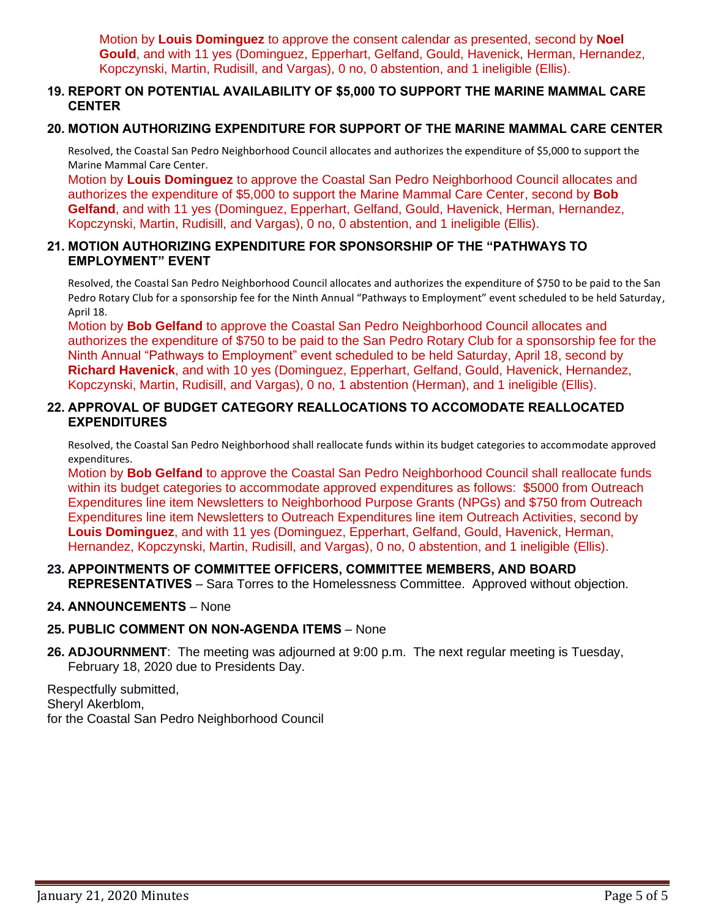Motion by **Louis Dominguez** to approve the consent calendar as presented, second by **Noel Gould**, and with 11 yes (Dominguez, Epperhart, Gelfand, Gould, Havenick, Herman, Hernandez, Kopczynski, Martin, Rudisill, and Vargas), 0 no, 0 abstention, and 1 ineligible (Ellis).

**19. REPORT ON POTENTIAL AVAILABILITY OF $5,000 TO SUPPORT THE MARINE MAMMAL CARE CENTER**

**20. MOTION AUTHORIZING EXPENDITURE FOR SUPPORT OF THE MARINE MAMMAL CARE CENTER**

Resolved, the Coastal San Pedro Neighborhood Council allocates and authorizes the expenditure of $5,000 to support the Marine Mammal Care Center.

Motion by **Louis Dominguez** to approve the Coastal San Pedro Neighborhood Council allocates and authorizes the expenditure of $5,000 to support the Marine Mammal Care Center, second by **Bob Gelfand**, and with 11 yes (Dominguez, Epperhart, Gelfand, Gould, Havenick, Herman, Hernandez, Kopczynski, Martin, Rudisill, and Vargas), 0 no, 0 abstention, and 1 ineligible (Ellis).

**21. MOTION AUTHORIZING EXPENDITURE FOR SPONSORSHIP OF THE "PATHWAYS TO EMPLOYMENT" EVENT**

Resolved, the Coastal San Pedro Neighborhood Council allocates and authorizes the expenditure of $750 to be paid to the San Pedro Rotary Club for a sponsorship fee for the Ninth Annual "Pathways to Employment" event scheduled to be held Saturday, April 18.

Motion by **Bob Gelfand** to approve the Coastal San Pedro Neighborhood Council allocates and authorizes the expenditure of $750 to be paid to the San Pedro Rotary Club for a sponsorship fee for the Ninth Annual "Pathways to Employment" event scheduled to be held Saturday, April 18, second by **Richard Havenick**, and with 10 yes (Dominguez, Epperhart, Gelfand, Gould, Havenick, Hernandez, Kopczynski, Martin, Rudisill, and Vargas), 0 no, 1 abstention (Herman), and 1 ineligible (Ellis).

**22. APPROVAL OF BUDGET CATEGORY REALLOCATIONS TO ACCOMODATE REALLOCATED EXPENDITURES**

Resolved, the Coastal San Pedro Neighborhood shall reallocate funds within its budget categories to accommodate approved expenditures.

Motion by **Bob Gelfand** to approve the Coastal San Pedro Neighborhood Council shall reallocate funds within its budget categories to accommodate approved expenditures as follows: $5000 from Outreach Expenditures line item Newsletters to Neighborhood Purpose Grants (NPGs) and $750 from Outreach Expenditures line item Newsletters to Outreach Expenditures line item Outreach Activities, second by **Louis Dominguez**, and with 11 yes (Dominguez, Epperhart, Gelfand, Gould, Havenick, Herman, Hernandez, Kopczynski, Martin, Rudisill, and Vargas), 0 no, 0 abstention, and 1 ineligible (Ellis).

**23. APPOINTMENTS OF COMMITTEE OFFICERS, COMMITTEE MEMBERS, AND BOARD REPRESENTATIVES** – Sara Torres to the Homelessness Committee. Approved without objection.

**24. ANNOUNCEMENTS** – None

**25. PUBLIC COMMENT ON NON-AGENDA ITEMS** – None

**26. ADJOURNMENT**: The meeting was adjourned at 9:00 p.m. The next regular meeting is Tuesday, February 18, 2020 due to Presidents Day.

Respectfully submitted,
Sheryl Akerblom,
for the Coastal San Pedro Neighborhood Council